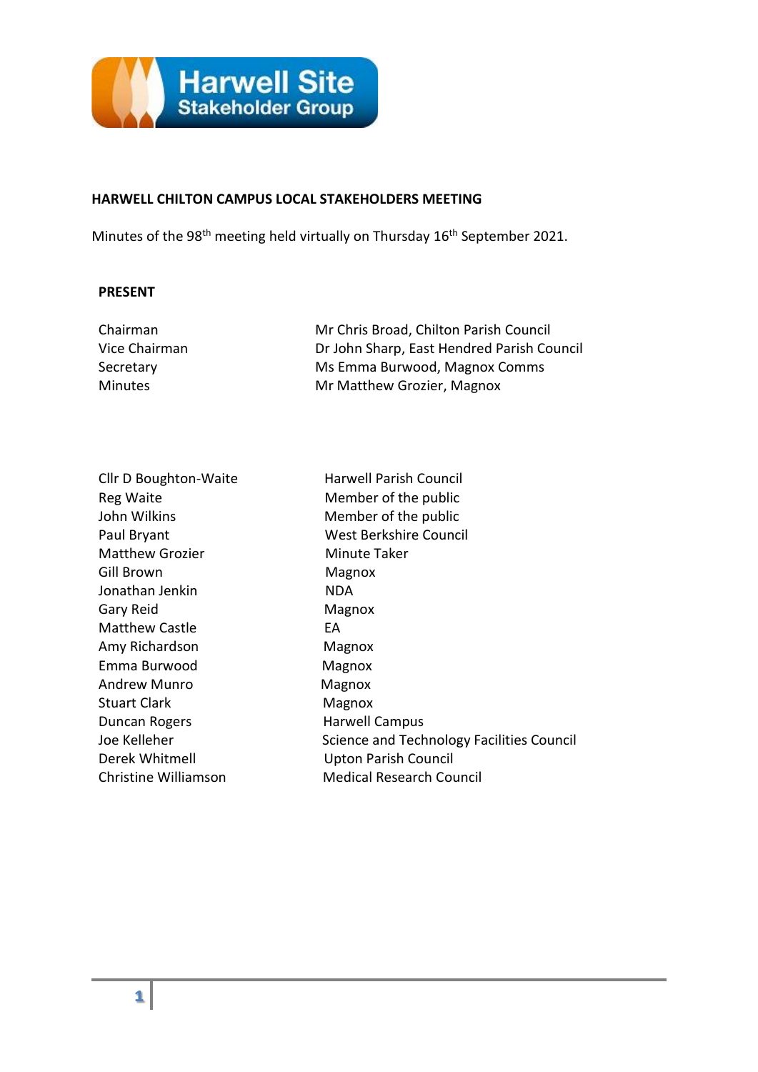Harwell Site
Stakeholder Group

**HARWELL CHILTON CAMPUS LOCAL STAKEHOLDERS MEETING**

Minutes of the 98th meeting held virtually on Thursday 16th September 2021.

**PRESENT**

| | |
|---|---|
| Chairman | Mr Chris Broad, Chilton Parish Council |
| Vice Chairman | Dr John Sharp, East Hendred Parish Council |
| Secretary | Ms Emma Burwood, Magnox Comms |
| Minutes | Mr Matthew Grozier, Magnox |

| | |
|---|---|
| Cllr D Boughton-Waite | Harwell Parish Council |
| Reg Waite | Member of the public |
| John Wilkins | Member of the public |
| Paul Bryant | West Berkshire Council |
| Matthew Grozier | Minute Taker |
| Gill Brown | Magnox |
| Jonathan Jenkin | NDA |
| Gary Reid | Magnox |
| Matthew Castle | EA |
| Amy Richardson | Magnox |
| Emma Burwood | Magnox |
| Andrew Munro | Magnox |
| Stuart Clark | Magnox |
| Duncan Rogers | Harwell Campus |
| Joe Kelleher | Science and Technology Facilities Council |
| Derek Whitmell | Upton Parish Council |
| Christine Williamson | Medical Research Council |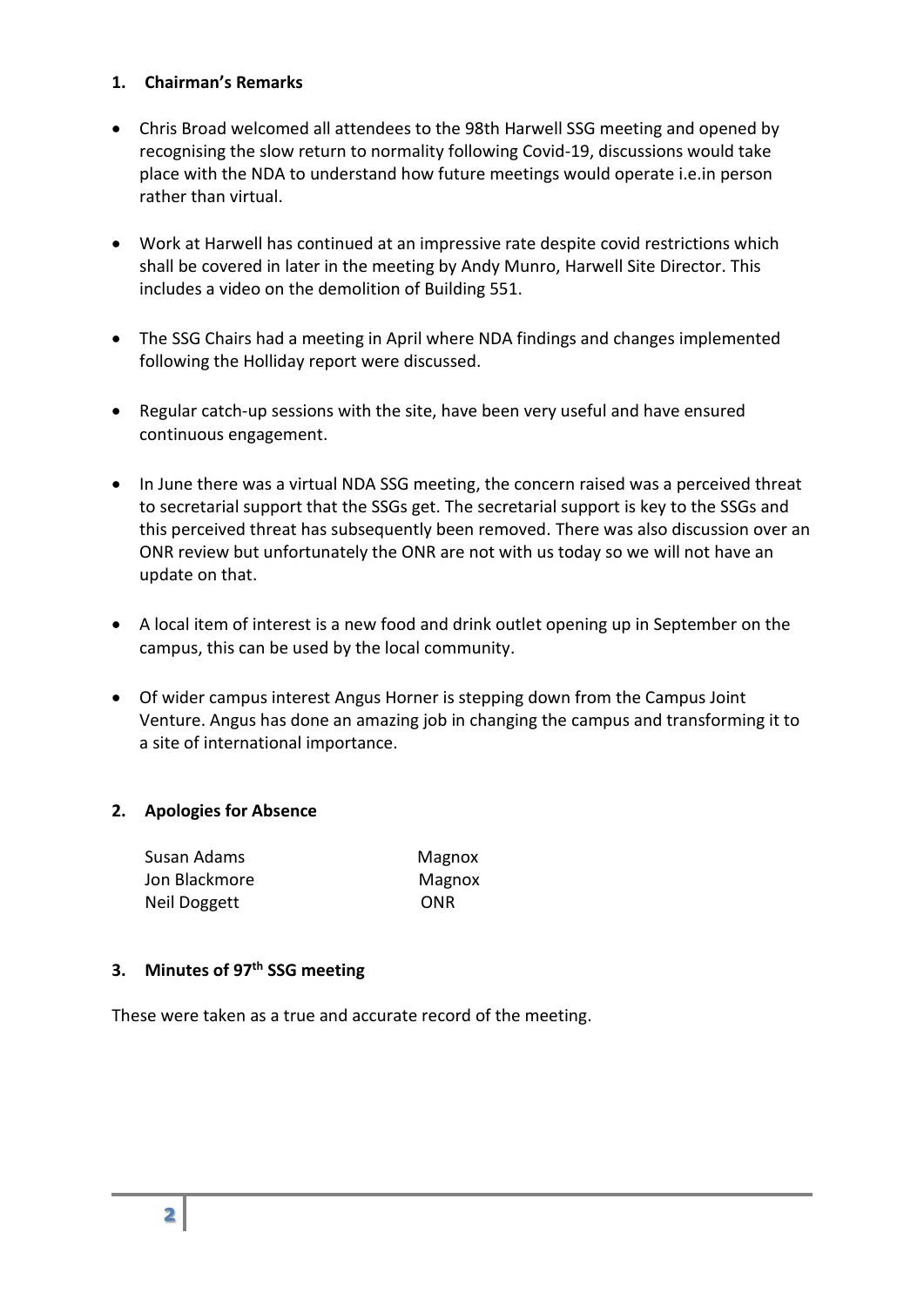## 1. Chairman's Remarks

- Chris Broad welcomed all attendees to the 98th Harwell SSG meeting and opened by recognising the slow return to normality following Covid-19, discussions would take place with the NDA to understand how future meetings would operate i.e.in person rather than virtual.
- Work at Harwell has continued at an impressive rate despite covid restrictions which shall be covered in later in the meeting by Andy Munro, Harwell Site Director. This includes a video on the demolition of Building 551.
- The SSG Chairs had a meeting in April where NDA findings and changes implemented following the Holliday report were discussed.
- Regular catch-up sessions with the site, have been very useful and have ensured continuous engagement.
- In June there was a virtual NDA SSG meeting, the concern raised was a perceived threat to secretarial support that the SSGs get. The secretarial support is key to the SSGs and this perceived threat has subsequently been removed. There was also discussion over an ONR review but unfortunately the ONR are not with us today so we will not have an update on that.
- A local item of interest is a new food and drink outlet opening up in September on the campus, this can be used by the local community.
- Of wider campus interest Angus Horner is stepping down from the Campus Joint Venture. Angus has done an amazing job in changing the campus and transforming it to a site of international importance.

## 2. Apologies for Absence

| | |
|---|---|
| Susan Adams | Magnox |
| Jon Blackmore | Magnox |
| Neil Doggett | ONR |

## 3. Minutes of 97th SSG meeting

These were taken as a true and accurate record of the meeting.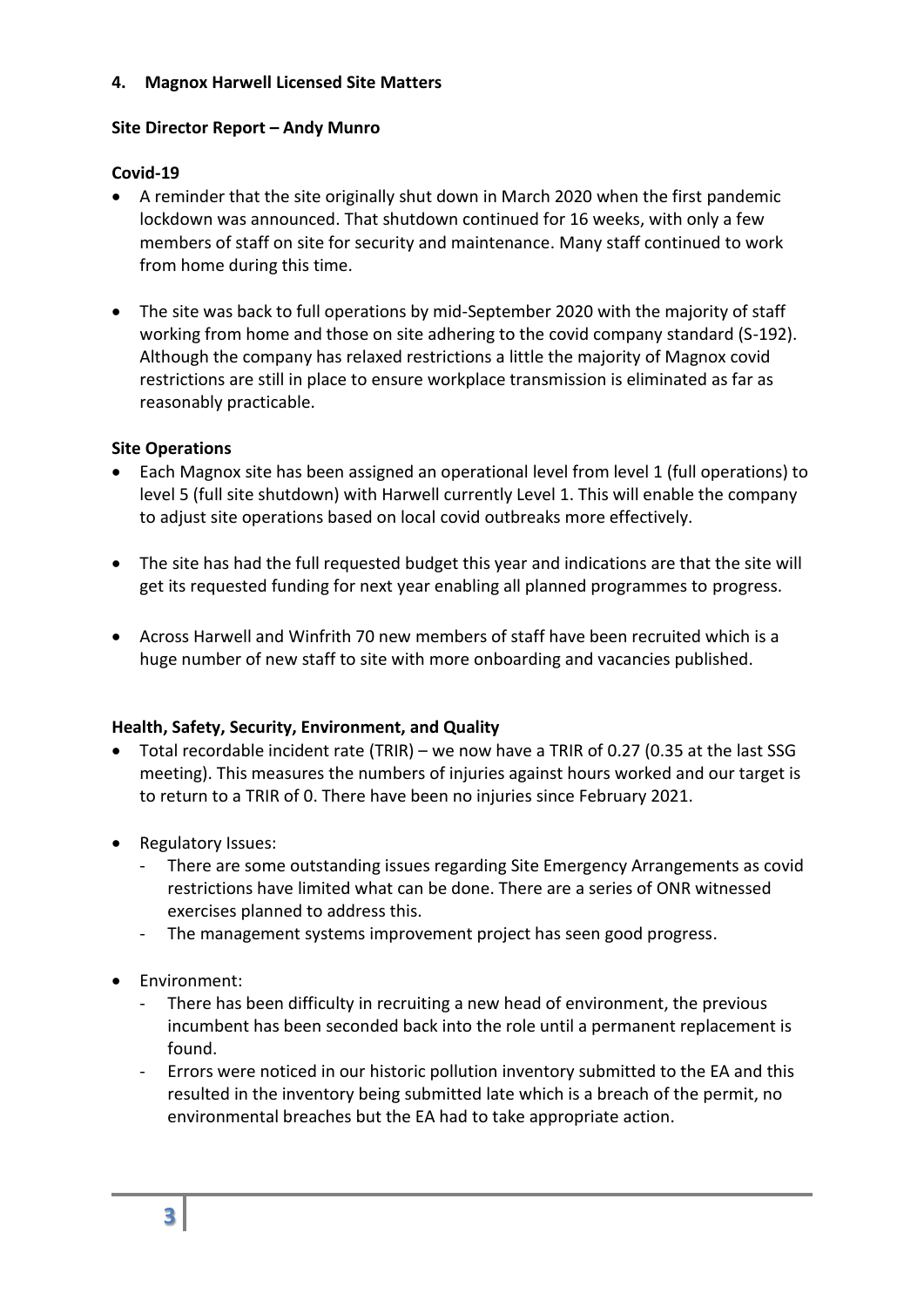## 4. Magnox Harwell Licensed Site Matters

### Site Director Report – Andy Munro

### Covid-19

- A reminder that the site originally shut down in March 2020 when the first pandemic lockdown was announced. That shutdown continued for 16 weeks, with only a few members of staff on site for security and maintenance. Many staff continued to work from home during this time.
- The site was back to full operations by mid-September 2020 with the majority of staff working from home and those on site adhering to the covid company standard (S-192). Although the company has relaxed restrictions a little the majority of Magnox covid restrictions are still in place to ensure workplace transmission is eliminated as far as reasonably practicable.

### Site Operations

- Each Magnox site has been assigned an operational level from level 1 (full operations) to level 5 (full site shutdown) with Harwell currently Level 1. This will enable the company to adjust site operations based on local covid outbreaks more effectively.
- The site has had the full requested budget this year and indications are that the site will get its requested funding for next year enabling all planned programmes to progress.
- Across Harwell and Winfrith 70 new members of staff have been recruited which is a huge number of new staff to site with more onboarding and vacancies published.

### Health, Safety, Security, Environment, and Quality

- Total recordable incident rate (TRIR) – we now have a TRIR of 0.27 (0.35 at the last SSG meeting). This measures the numbers of injuries against hours worked and our target is to return to a TRIR of 0. There have been no injuries since February 2021.
- Regulatory Issues:
  - There are some outstanding issues regarding Site Emergency Arrangements as covid restrictions have limited what can be done. There are a series of ONR witnessed exercises planned to address this.
  - The management systems improvement project has seen good progress.
- Environment:
  - There has been difficulty in recruiting a new head of environment, the previous incumbent has been seconded back into the role until a permanent replacement is found.
  - Errors were noticed in our historic pollution inventory submitted to the EA and this resulted in the inventory being submitted late which is a breach of the permit, no environmental breaches but the EA had to take appropriate action.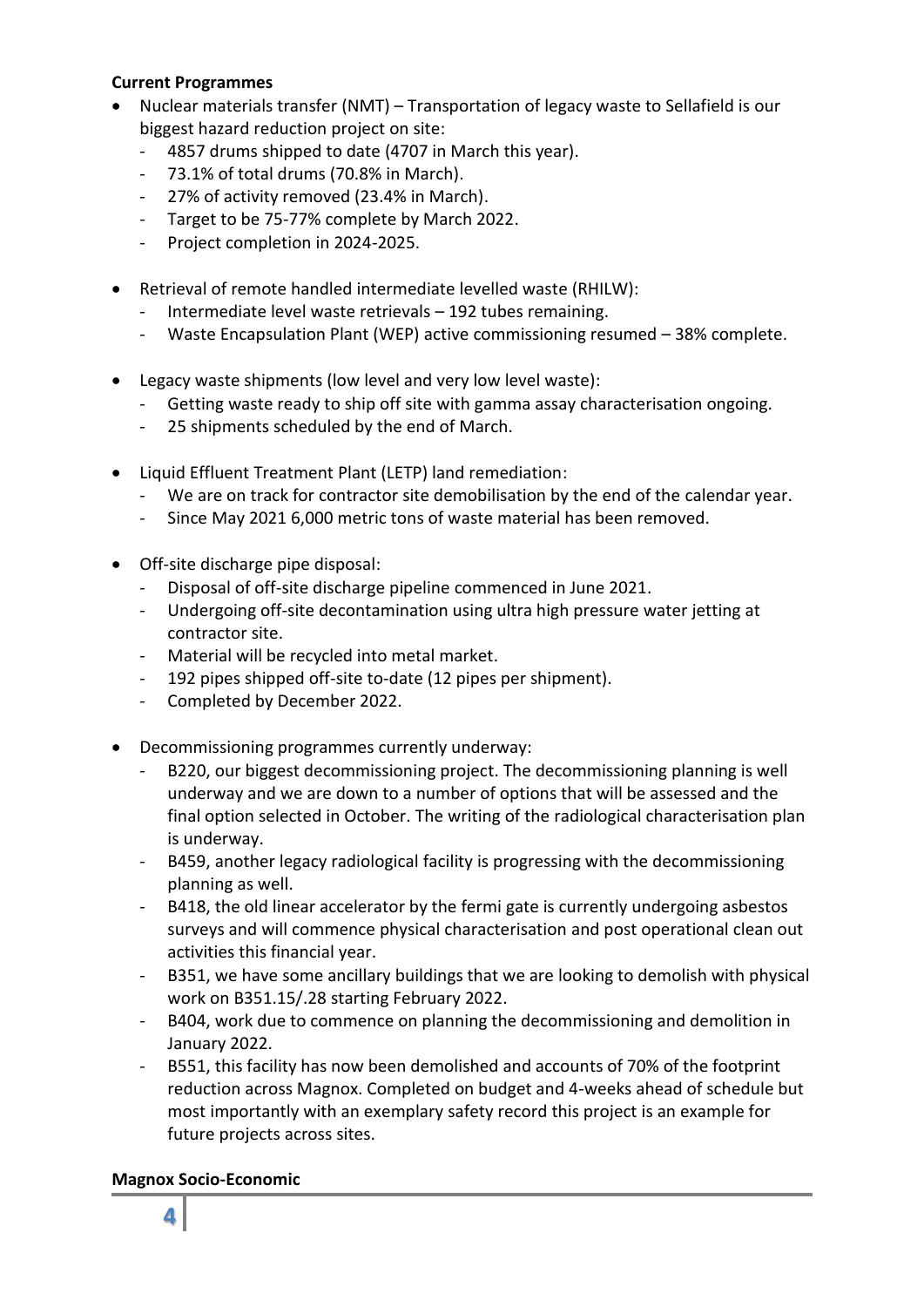**Current Programmes**

- Nuclear materials transfer (NMT) – Transportation of legacy waste to Sellafield is our biggest hazard reduction project on site:
  - 4857 drums shipped to date (4707 in March this year).
  - 73.1% of total drums (70.8% in March).
  - 27% of activity removed (23.4% in March).
  - Target to be 75-77% complete by March 2022.
  - Project completion in 2024-2025.

- Retrieval of remote handled intermediate levelled waste (RHILW):
  - Intermediate level waste retrievals – 192 tubes remaining.
  - Waste Encapsulation Plant (WEP) active commissioning resumed – 38% complete.

- Legacy waste shipments (low level and very low level waste):
  - Getting waste ready to ship off site with gamma assay characterisation ongoing.
  - 25 shipments scheduled by the end of March.

- Liquid Effluent Treatment Plant (LETP) land remediation:
  - We are on track for contractor site demobilisation by the end of the calendar year.
  - Since May 2021 6,000 metric tons of waste material has been removed.

- Off-site discharge pipe disposal:
  - Disposal of off-site discharge pipeline commenced in June 2021.
  - Undergoing off-site decontamination using ultra high pressure water jetting at contractor site.
  - Material will be recycled into metal market.
  - 192 pipes shipped off-site to-date (12 pipes per shipment).
  - Completed by December 2022.

- Decommissioning programmes currently underway:
  - B220, our biggest decommissioning project. The decommissioning planning is well underway and we are down to a number of options that will be assessed and the final option selected in October. The writing of the radiological characterisation plan is underway.
  - B459, another legacy radiological facility is progressing with the decommissioning planning as well.
  - B418, the old linear accelerator by the fermi gate is currently undergoing asbestos surveys and will commence physical characterisation and post operational clean out activities this financial year.
  - B351, we have some ancillary buildings that we are looking to demolish with physical work on B351.15/.28 starting February 2022.
  - B404, work due to commence on planning the decommissioning and demolition in January 2022.
  - B551, this facility has now been demolished and accounts of 70% of the footprint reduction across Magnox. Completed on budget and 4-weeks ahead of schedule but most importantly with an exemplary safety record this project is an example for future projects across sites.

**Magnox Socio-Economic**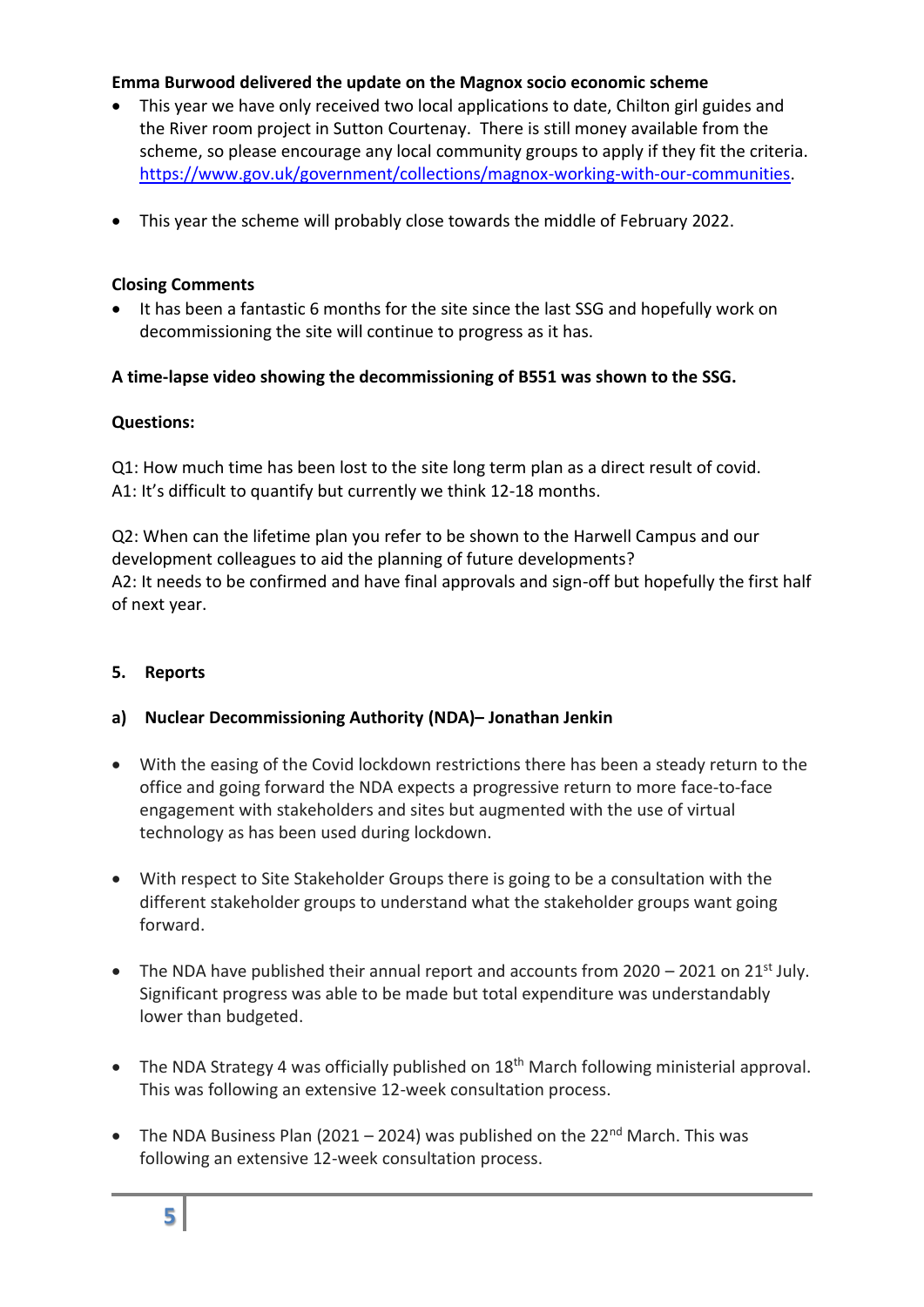**Emma Burwood delivered the update on the Magnox socio economic scheme**

- This year we have only received two local applications to date, Chilton girl guides and the River room project in Sutton Courtenay. There is still money available from the scheme, so please encourage any local community groups to apply if they fit the criteria. https://www.gov.uk/government/collections/magnox-working-with-our-communities.
- This year the scheme will probably close towards the middle of February 2022.

**Closing Comments**

- It has been a fantastic 6 months for the site since the last SSG and hopefully work on decommissioning the site will continue to progress as it has.

**A time-lapse video showing the decommissioning of B551 was shown to the SSG.**

**Questions:**

Q1: How much time has been lost to the site long term plan as a direct result of covid.
A1: It's difficult to quantify but currently we think 12-18 months.

Q2: When can the lifetime plan you refer to be shown to the Harwell Campus and our development colleagues to aid the planning of future developments?
A2: It needs to be confirmed and have final approvals and sign-off but hopefully the first half of next year.

## 5. Reports

### a) Nuclear Decommissioning Authority (NDA)– Jonathan Jenkin

- With the easing of the Covid lockdown restrictions there has been a steady return to the office and going forward the NDA expects a progressive return to more face-to-face engagement with stakeholders and sites but augmented with the use of virtual technology as has been used during lockdown.
- With respect to Site Stakeholder Groups there is going to be a consultation with the different stakeholder groups to understand what the stakeholder groups want going forward.
- The NDA have published their annual report and accounts from 2020 – 2021 on 21st July. Significant progress was able to be made but total expenditure was understandably lower than budgeted.
- The NDA Strategy 4 was officially published on 18th March following ministerial approval. This was following an extensive 12-week consultation process.
- The NDA Business Plan (2021 – 2024) was published on the 22nd March. This was following an extensive 12-week consultation process.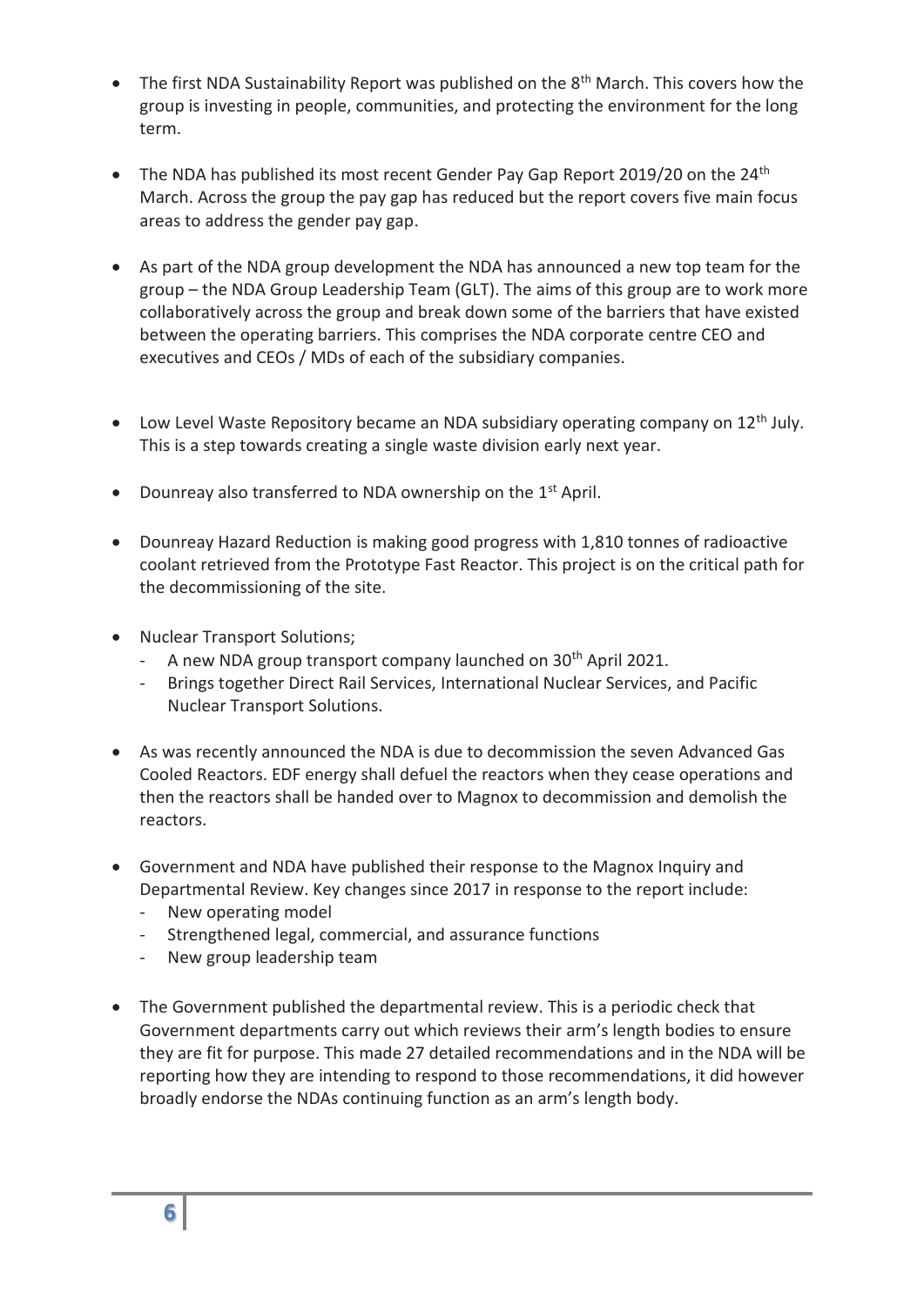- The first NDA Sustainability Report was published on the 8th March. This covers how the group is investing in people, communities, and protecting the environment for the long term.

- The NDA has published its most recent Gender Pay Gap Report 2019/20 on the 24th March. Across the group the pay gap has reduced but the report covers five main focus areas to address the gender pay gap.

- As part of the NDA group development the NDA has announced a new top team for the group – the NDA Group Leadership Team (GLT). The aims of this group are to work more collaboratively across the group and break down some of the barriers that have existed between the operating barriers. This comprises the NDA corporate centre CEO and executives and CEOs / MDs of each of the subsidiary companies.

- Low Level Waste Repository became an NDA subsidiary operating company on 12th July. This is a step towards creating a single waste division early next year.

- Dounreay also transferred to NDA ownership on the 1st April.

- Dounreay Hazard Reduction is making good progress with 1,810 tonnes of radioactive coolant retrieved from the Prototype Fast Reactor. This project is on the critical path for the decommissioning of the site.

- Nuclear Transport Solutions;
  - A new NDA group transport company launched on 30th April 2021.
  - Brings together Direct Rail Services, International Nuclear Services, and Pacific Nuclear Transport Solutions.

- As was recently announced the NDA is due to decommission the seven Advanced Gas Cooled Reactors. EDF energy shall defuel the reactors when they cease operations and then the reactors shall be handed over to Magnox to decommission and demolish the reactors.

- Government and NDA have published their response to the Magnox Inquiry and Departmental Review. Key changes since 2017 in response to the report include:
  - New operating model
  - Strengthened legal, commercial, and assurance functions
  - New group leadership team

- The Government published the departmental review. This is a periodic check that Government departments carry out which reviews their arm's length bodies to ensure they are fit for purpose. This made 27 detailed recommendations and in the NDA will be reporting how they are intending to respond to those recommendations, it did however broadly endorse the NDAs continuing function as an arm's length body.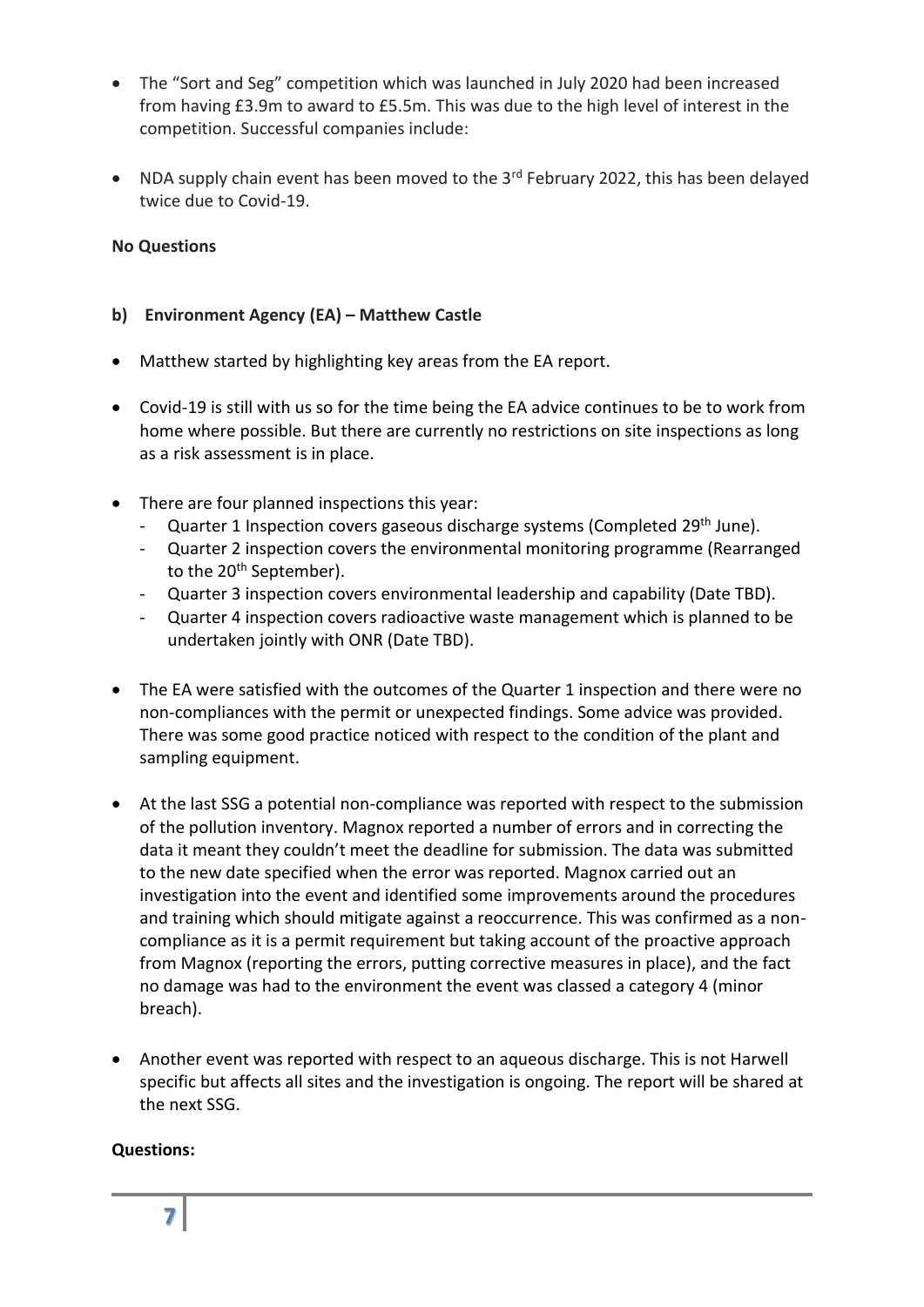- The "Sort and Seg" competition which was launched in July 2020 had been increased from having £3.9m to award to £5.5m. This was due to the high level of interest in the competition. Successful companies include:
- NDA supply chain event has been moved to the 3rd February 2022, this has been delayed twice due to Covid-19.

**No Questions**

**b) Environment Agency (EA) – Matthew Castle**

- Matthew started by highlighting key areas from the EA report.
- Covid-19 is still with us so for the time being the EA advice continues to be to work from home where possible. But there are currently no restrictions on site inspections as long as a risk assessment is in place.
- There are four planned inspections this year:
  - Quarter 1 Inspection covers gaseous discharge systems (Completed 29th June).
  - Quarter 2 inspection covers the environmental monitoring programme (Rearranged to the 20th September).
  - Quarter 3 inspection covers environmental leadership and capability (Date TBD).
  - Quarter 4 inspection covers radioactive waste management which is planned to be undertaken jointly with ONR (Date TBD).
- The EA were satisfied with the outcomes of the Quarter 1 inspection and there were no non-compliances with the permit or unexpected findings. Some advice was provided. There was some good practice noticed with respect to the condition of the plant and sampling equipment.
- At the last SSG a potential non-compliance was reported with respect to the submission of the pollution inventory. Magnox reported a number of errors and in correcting the data it meant they couldn't meet the deadline for submission. The data was submitted to the new date specified when the error was reported. Magnox carried out an investigation into the event and identified some improvements around the procedures and training which should mitigate against a reoccurrence. This was confirmed as a non-compliance as it is a permit requirement but taking account of the proactive approach from Magnox (reporting the errors, putting corrective measures in place), and the fact no damage was had to the environment the event was classed a category 4 (minor breach).
- Another event was reported with respect to an aqueous discharge. This is not Harwell specific but affects all sites and the investigation is ongoing. The report will be shared at the next SSG.

**Questions:**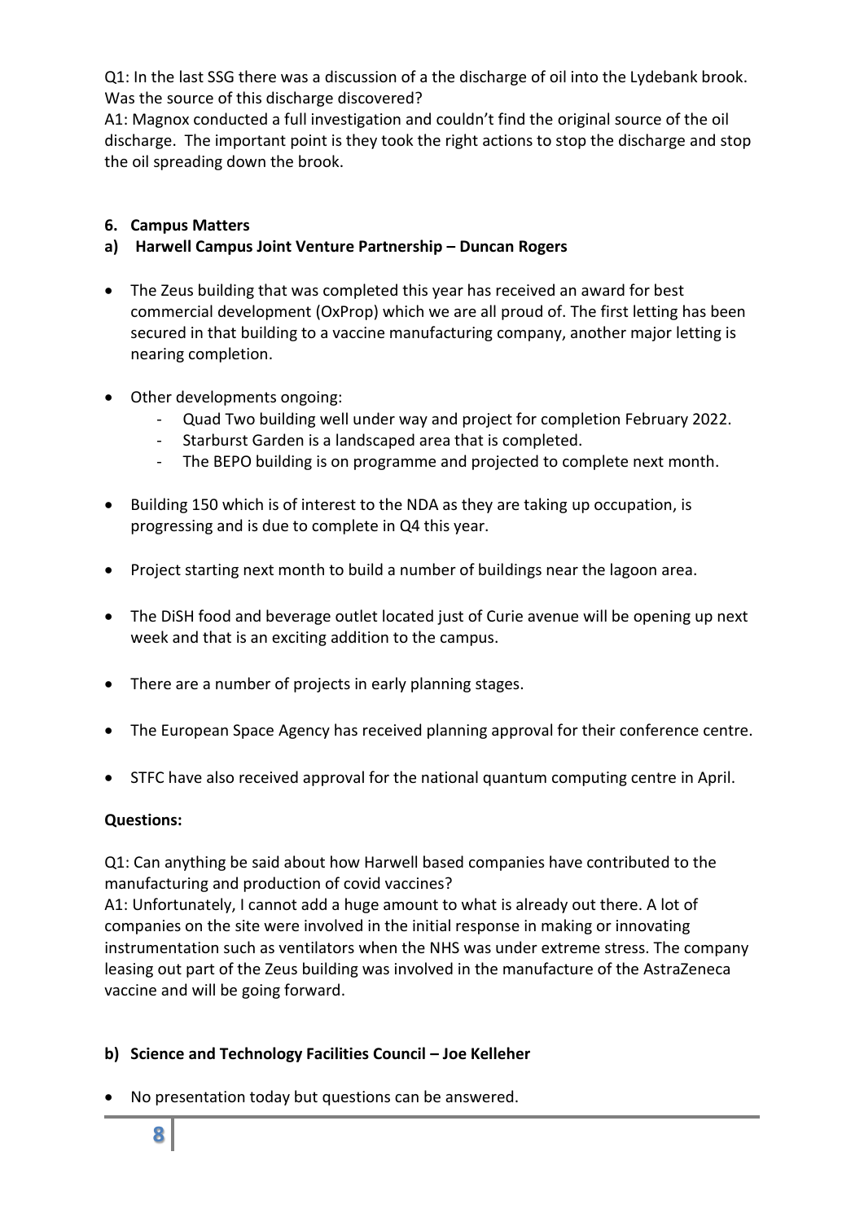Q1: In the last SSG there was a discussion of a the discharge of oil into the Lydebank brook. Was the source of this discharge discovered?

A1: Magnox conducted a full investigation and couldn't find the original source of the oil discharge. The important point is they took the right actions to stop the discharge and stop the oil spreading down the brook.

**6. Campus Matters**

**a) Harwell Campus Joint Venture Partnership – Duncan Rogers**

- The Zeus building that was completed this year has received an award for best commercial development (OxProp) which we are all proud of. The first letting has been secured in that building to a vaccine manufacturing company, another major letting is nearing completion.

- Other developments ongoing:
  - Quad Two building well under way and project for completion February 2022.
  - Starburst Garden is a landscaped area that is completed.
  - The BEPO building is on programme and projected to complete next month.

- Building 150 which is of interest to the NDA as they are taking up occupation, is progressing and is due to complete in Q4 this year.

- Project starting next month to build a number of buildings near the lagoon area.

- The DiSH food and beverage outlet located just of Curie avenue will be opening up next week and that is an exciting addition to the campus.

- There are a number of projects in early planning stages.

- The European Space Agency has received planning approval for their conference centre.

- STFC have also received approval for the national quantum computing centre in April.

**Questions:**

Q1: Can anything be said about how Harwell based companies have contributed to the manufacturing and production of covid vaccines?

A1: Unfortunately, I cannot add a huge amount to what is already out there. A lot of companies on the site were involved in the initial response in making or innovating instrumentation such as ventilators when the NHS was under extreme stress. The company leasing out part of the Zeus building was involved in the manufacture of the AstraZeneca vaccine and will be going forward.

**b) Science and Technology Facilities Council – Joe Kelleher**

- No presentation today but questions can be answered.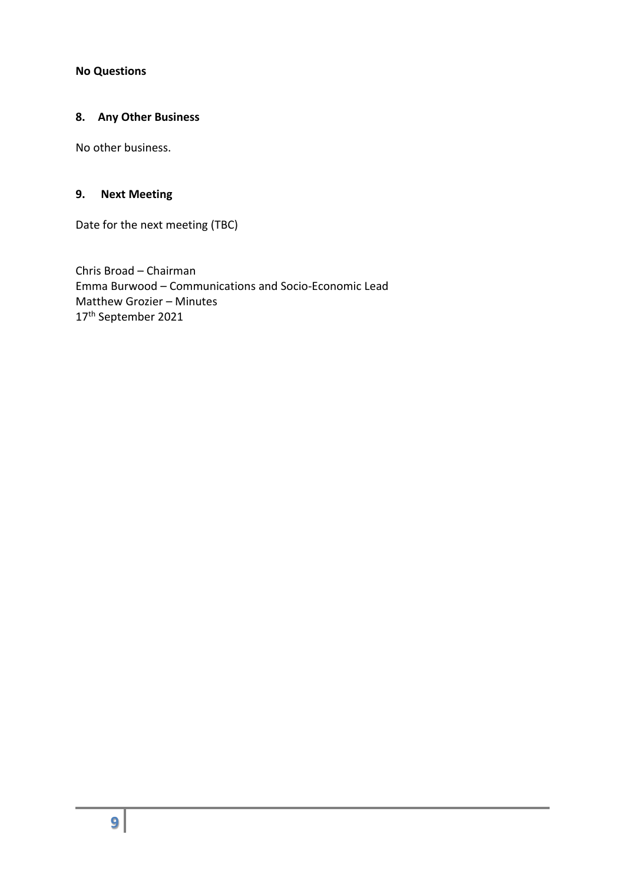**No Questions**

## 8. Any Other Business

No other business.

## 9. Next Meeting

Date for the next meeting (TBC)

Chris Broad – Chairman
Emma Burwood – Communications and Socio-Economic Lead
Matthew Grozier – Minutes
17th September 2021